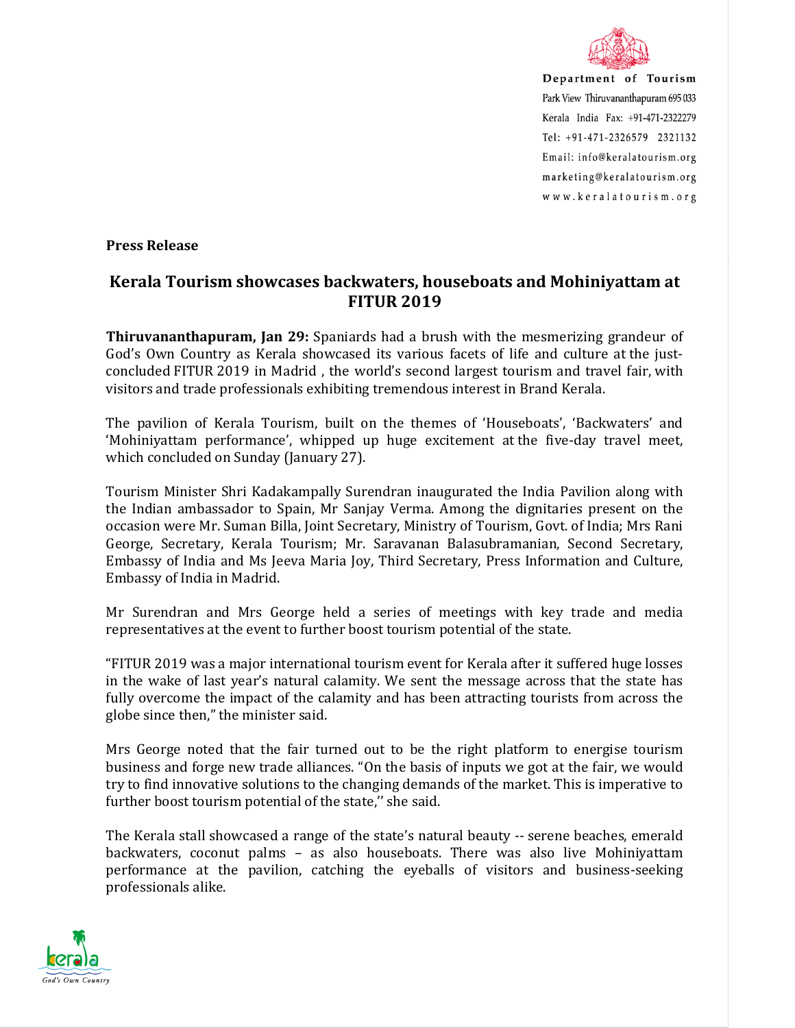Department of Tourism
Park View Thiruvananthapuram 695 033
Kerala India Fax: +91-471-2322279
Tel: +91-471-2326579 2321132
Email: info@keralatourism.org
marketing@keralatourism.org
www.keralatourism.org

**Press Release**

## Kerala Tourism showcases backwaters, houseboats and Mohiniyattam at FITUR 2019

**Thiruvananthapuram, Jan 29:** Spaniards had a brush with the mesmerizing grandeur of God's Own Country as Kerala showcased its various facets of life and culture at the just-concluded FITUR 2019 in Madrid , the world's second largest tourism and travel fair, with visitors and trade professionals exhibiting tremendous interest in Brand Kerala.

The pavilion of Kerala Tourism, built on the themes of 'Houseboats', 'Backwaters' and 'Mohiniyattam performance', whipped up huge excitement at the five-day travel meet, which concluded on Sunday (January 27).

Tourism Minister Shri Kadakampally Surendran inaugurated the India Pavilion along with the Indian ambassador to Spain, Mr Sanjay Verma. Among the dignitaries present on the occasion were Mr. Suman Billa, Joint Secretary, Ministry of Tourism, Govt. of India; Mrs Rani George, Secretary, Kerala Tourism; Mr. Saravanan Balasubramanian, Second Secretary, Embassy of India and Ms Jeeva Maria Joy, Third Secretary, Press Information and Culture, Embassy of India in Madrid.

Mr Surendran and Mrs George held a series of meetings with key trade and media representatives at the event to further boost tourism potential of the state.

"FITUR 2019 was a major international tourism event for Kerala after it suffered huge losses in the wake of last year's natural calamity. We sent the message across that the state has fully overcome the impact of the calamity and has been attracting tourists from across the globe since then," the minister said.

Mrs George noted that the fair turned out to be the right platform to energise tourism business and forge new trade alliances. "On the basis of inputs we got at the fair, we would try to find innovative solutions to the changing demands of the market. This is imperative to further boost tourism potential of the state,'' she said.

The Kerala stall showcased a range of the state's natural beauty -- serene beaches, emerald backwaters, coconut palms – as also houseboats. There was also live Mohiniyattam performance at the pavilion, catching the eyeballs of visitors and business-seeking professionals alike.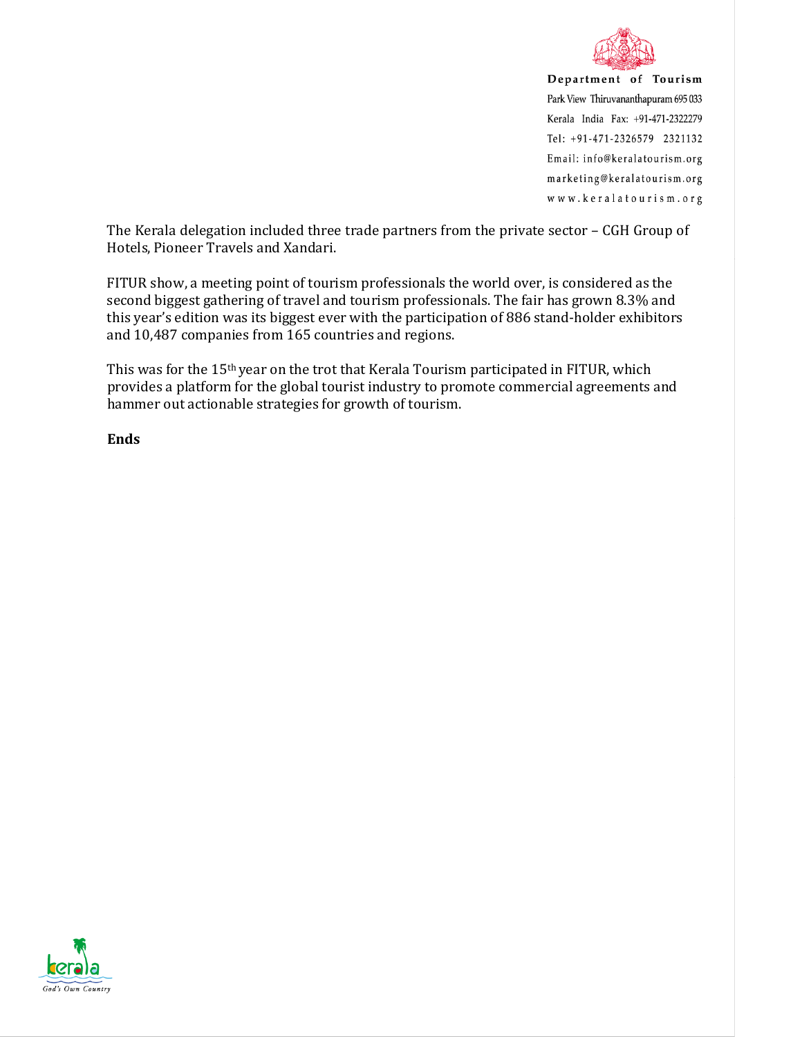The Kerala delegation included three trade partners from the private sector – CGH Group of Hotels, Pioneer Travels and Xandari.

FITUR show, a meeting point of tourism professionals the world over, is considered as the second biggest gathering of travel and tourism professionals. The fair has grown 8.3% and this year's edition was its biggest ever with the participation of 886 stand-holder exhibitors and 10,487 companies from 165 countries and regions.

This was for the 15th year on the trot that Kerala Tourism participated in FITUR, which provides a platform for the global tourist industry to promote commercial agreements and hammer out actionable strategies for growth of tourism.

**Ends**